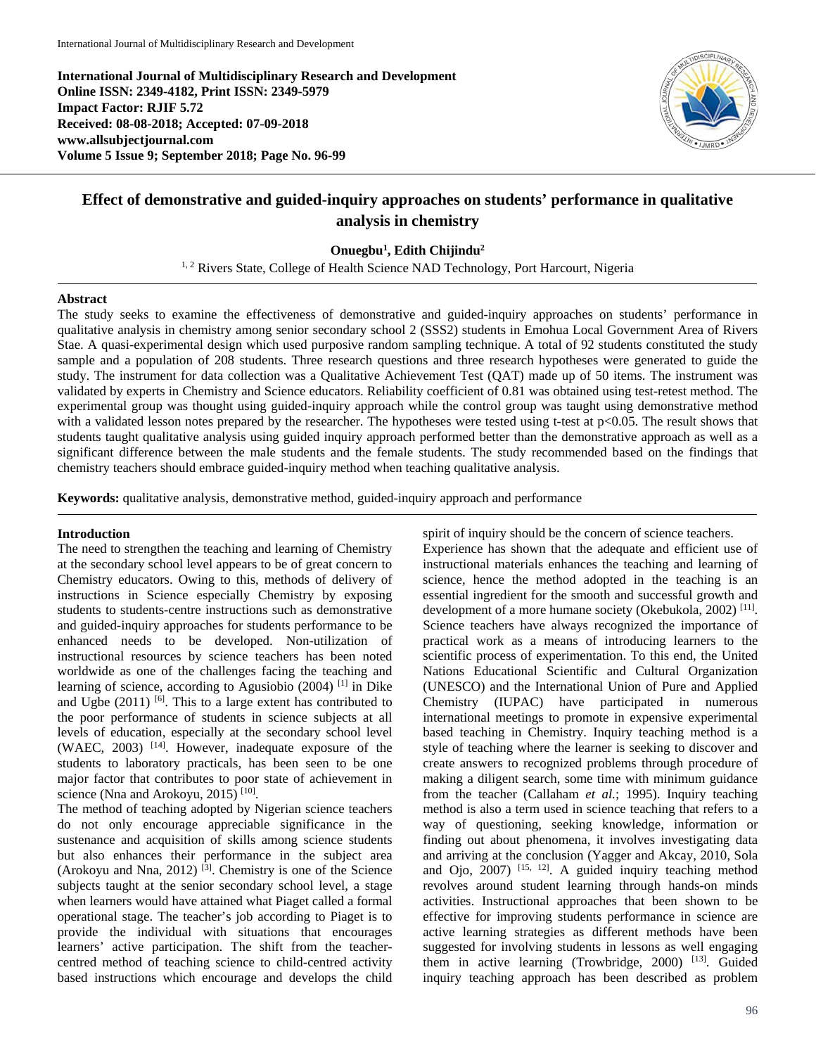**International Journal of Multidisciplinary Research and Development**
**Online ISSN: 2349-4182, Print ISSN: 2349-5979**
**Impact Factor: RJIF 5.72**
**Received: 08-08-2018; Accepted: 07-09-2018**
**www.allsubjectjournal.com**
**Volume 5 Issue 9; September 2018; Page No. 96-99**

# Effect of demonstrative and guided-inquiry approaches on students' performance in qualitative analysis in chemistry

**Onuegbu[1], Edith Chijindu[2]**

[1, 2] Rivers State, College of Health Science NAD Technology, Port Harcourt, Nigeria

## Abstract

The study seeks to examine the effectiveness of demonstrative and guided-inquiry approaches on students' performance in qualitative analysis in chemistry among senior secondary school 2 (SSS2) students in Emohua Local Government Area of Rivers Stae. A quasi-experimental design which used purposive random sampling technique. A total of 92 students constituted the study sample and a population of 208 students. Three research questions and three research hypotheses were generated to guide the study. The instrument for data collection was a Qualitative Achievement Test (QAT) made up of 50 items. The instrument was validated by experts in Chemistry and Science educators. Reliability coefficient of 0.81 was obtained using test-retest method. The experimental group was thought using guided-inquiry approach while the control group was taught using demonstrative method with a validated lesson notes prepared by the researcher. The hypotheses were tested using t-test at $p<0.05$. The result shows that students taught qualitative analysis using guided inquiry approach performed better than the demonstrative approach as well as a significant difference between the male students and the female students. The study recommended based on the findings that chemistry teachers should embrace guided-inquiry method when teaching qualitative analysis.

**Keywords:** qualitative analysis, demonstrative method, guided-inquiry approach and performance

## Introduction

The need to strengthen the teaching and learning of Chemistry at the secondary school level appears to be of great concern to Chemistry educators. Owing to this, methods of delivery of instructions in Science especially Chemistry by exposing students to students-centre instructions such as demonstrative and guided-inquiry approaches for students performance to be enhanced needs to be developed. Non-utilization of instructional resources by science teachers has been noted worldwide as one of the challenges facing the teaching and learning of science, according to Agusiobio (2004) [1] in Dike and Ugbe (2011) [6]. This to a large extent has contributed to the poor performance of students in science subjects at all levels of education, especially at the secondary school level (WAEC, 2003) [14]. However, inadequate exposure of the students to laboratory practicals, has been seen to be one major factor that contributes to poor state of achievement in science (Nna and Arokoyu, 2015) [10].

The method of teaching adopted by Nigerian science teachers do not only encourage appreciable significance in the sustenance and acquisition of skills among science students but also enhances their performance in the subject area (Arokoyu and Nna, 2012) [3]. Chemistry is one of the Science subjects taught at the senior secondary school level, a stage when learners would have attained what Piaget called a formal operational stage. The teacher's job according to Piaget is to provide the individual with situations that encourages learners' active participation. The shift from the teacher-centred method of teaching science to child-centred activity based instructions which encourage and develops the child spirit of inquiry should be the concern of science teachers.

Experience has shown that the adequate and efficient use of instructional materials enhances the teaching and learning of science, hence the method adopted in the teaching is an essential ingredient for the smooth and successful growth and development of a more humane society (Okebukola, 2002) [11]. Science teachers have always recognized the importance of practical work as a means of introducing learners to the scientific process of experimentation. To this end, the United Nations Educational Scientific and Cultural Organization (UNESCO) and the International Union of Pure and Applied Chemistry (IUPAC) have participated in numerous international meetings to promote in expensive experimental based teaching in Chemistry. Inquiry teaching method is a style of teaching where the learner is seeking to discover and create answers to recognized problems through procedure of making a diligent search, some time with minimum guidance from the teacher (Callaham *et al.*; 1995). Inquiry teaching method is also a term used in science teaching that refers to a way of questioning, seeking knowledge, information or finding out about phenomena, it involves investigating data and arriving at the conclusion (Yagger and Akcay, 2010, Sola and Ojo, 2007) [15, 12]. A guided inquiry teaching method revolves around student learning through hands-on minds activities. Instructional approaches that been shown to be effective for improving students performance in science are active learning strategies as different methods have been suggested for involving students in lessons as well engaging them in active learning (Trowbridge, 2000) [13]. Guided inquiry teaching approach has been described as problem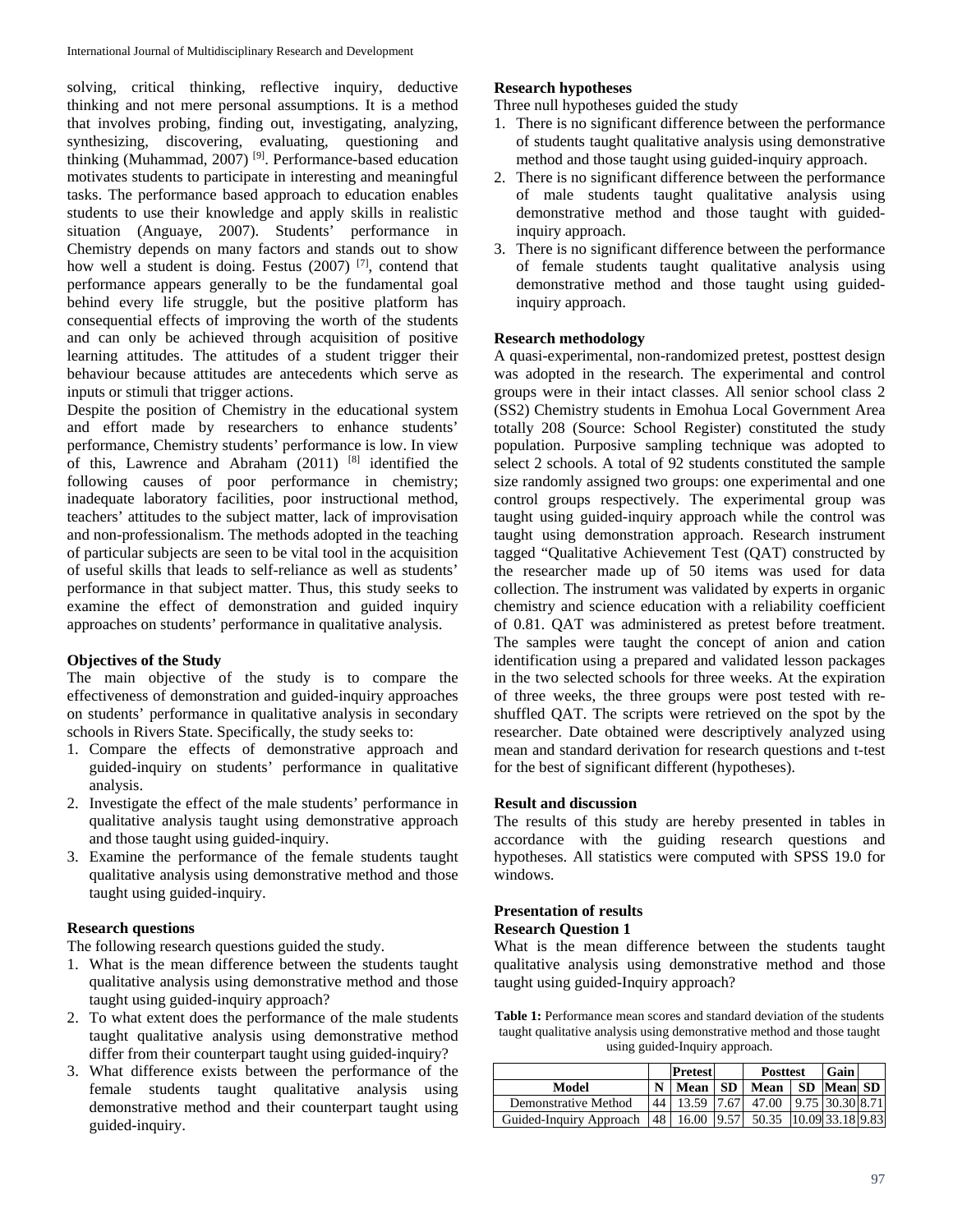solving, critical thinking, reflective inquiry, deductive thinking and not mere personal assumptions. It is a method that involves probing, finding out, investigating, analyzing, synthesizing, discovering, evaluating, questioning and thinking (Muhammad, 2007) [9]. Performance-based education motivates students to participate in interesting and meaningful tasks. The performance based approach to education enables students to use their knowledge and apply skills in realistic situation (Anguaye, 2007). Students' performance in Chemistry depends on many factors and stands out to show how well a student is doing. Festus (2007) [7], contend that performance appears generally to be the fundamental goal behind every life struggle, but the positive platform has consequential effects of improving the worth of the students and can only be achieved through acquisition of positive learning attitudes. The attitudes of a student trigger their behaviour because attitudes are antecedents which serve as inputs or stimuli that trigger actions.

Despite the position of Chemistry in the educational system and effort made by researchers to enhance students' performance, Chemistry students' performance is low. In view of this, Lawrence and Abraham (2011) [8] identified the following causes of poor performance in chemistry; inadequate laboratory facilities, poor instructional method, teachers' attitudes to the subject matter, lack of improvisation and non-professionalism. The methods adopted in the teaching of particular subjects are seen to be vital tool in the acquisition of useful skills that leads to self-reliance as well as students' performance in that subject matter. Thus, this study seeks to examine the effect of demonstration and guided inquiry approaches on students' performance in qualitative analysis.

**Objectives of the Study**

The main objective of the study is to compare the effectiveness of demonstration and guided-inquiry approaches on students' performance in qualitative analysis in secondary schools in Rivers State. Specifically, the study seeks to:

1. Compare the effects of demonstrative approach and guided-inquiry on students' performance in qualitative analysis.
2. Investigate the effect of the male students' performance in qualitative analysis taught using demonstrative approach and those taught using guided-inquiry.
3. Examine the performance of the female students taught qualitative analysis using demonstrative method and those taught using guided-inquiry.

**Research questions**

The following research questions guided the study.

1. What is the mean difference between the students taught qualitative analysis using demonstrative method and those taught using guided-inquiry approach?
2. To what extent does the performance of the male students taught qualitative analysis using demonstrative method differ from their counterpart taught using guided-inquiry?
3. What difference exists between the performance of the female students taught qualitative analysis using demonstrative method and their counterpart taught using guided-inquiry.

**Research hypotheses**

Three null hypotheses guided the study

1. There is no significant difference between the performance of students taught qualitative analysis using demonstrative method and those taught using guided-inquiry approach.
2. There is no significant difference between the performance of male students taught qualitative analysis using demonstrative method and those taught with guided-inquiry approach.
3. There is no significant difference between the performance of female students taught qualitative analysis using demonstrative method and those taught using guided-inquiry approach.

**Research methodology**

A quasi-experimental, non-randomized pretest, posttest design was adopted in the research. The experimental and control groups were in their intact classes. All senior school class 2 (SS2) Chemistry students in Emohua Local Government Area totally 208 (Source: School Register) constituted the study population. Purposive sampling technique was adopted to select 2 schools. A total of 92 students constituted the sample size randomly assigned two groups: one experimental and one control groups respectively. The experimental group was taught using guided-inquiry approach while the control was taught using demonstration approach. Research instrument tagged "Qualitative Achievement Test (QAT) constructed by the researcher made up of 50 items was used for data collection. The instrument was validated by experts in organic chemistry and science education with a reliability coefficient of 0.81. QAT was administered as pretest before treatment. The samples were taught the concept of anion and cation identification using a prepared and validated lesson packages in the two selected schools for three weeks. At the expiration of three weeks, the three groups were post tested with re-shuffled QAT. The scripts were retrieved on the spot by the researcher. Date obtained were descriptively analyzed using mean and standard derivation for research questions and t-test for the best of significant different (hypotheses).

**Result and discussion**

The results of this study are hereby presented in tables in accordance with the guiding research questions and hypotheses. All statistics were computed with SPSS 19.0 for windows.

**Presentation of results**

**Research Question 1**

What is the mean difference between the students taught qualitative analysis using demonstrative method and those taught using guided-Inquiry approach?

**Table 1:** Performance mean scores and standard deviation of the students taught qualitative analysis using demonstrative method and those taught using guided-Inquiry approach.

| | | Pretest | | Posttest | | Gain | |
|---|---|---|---|---|---|---|---|
| Model | N | Mean | SD | Mean | SD | Mean | SD |
| Demonstrative Method | 44 | 13.59 | 7.67 | 47.00 | 9.75 | 30.30 | 8.71 |
| Guided-Inquiry Approach | 48 | 16.00 | 9.57 | 50.35 | 10.09 | 33.18 | 9.83 |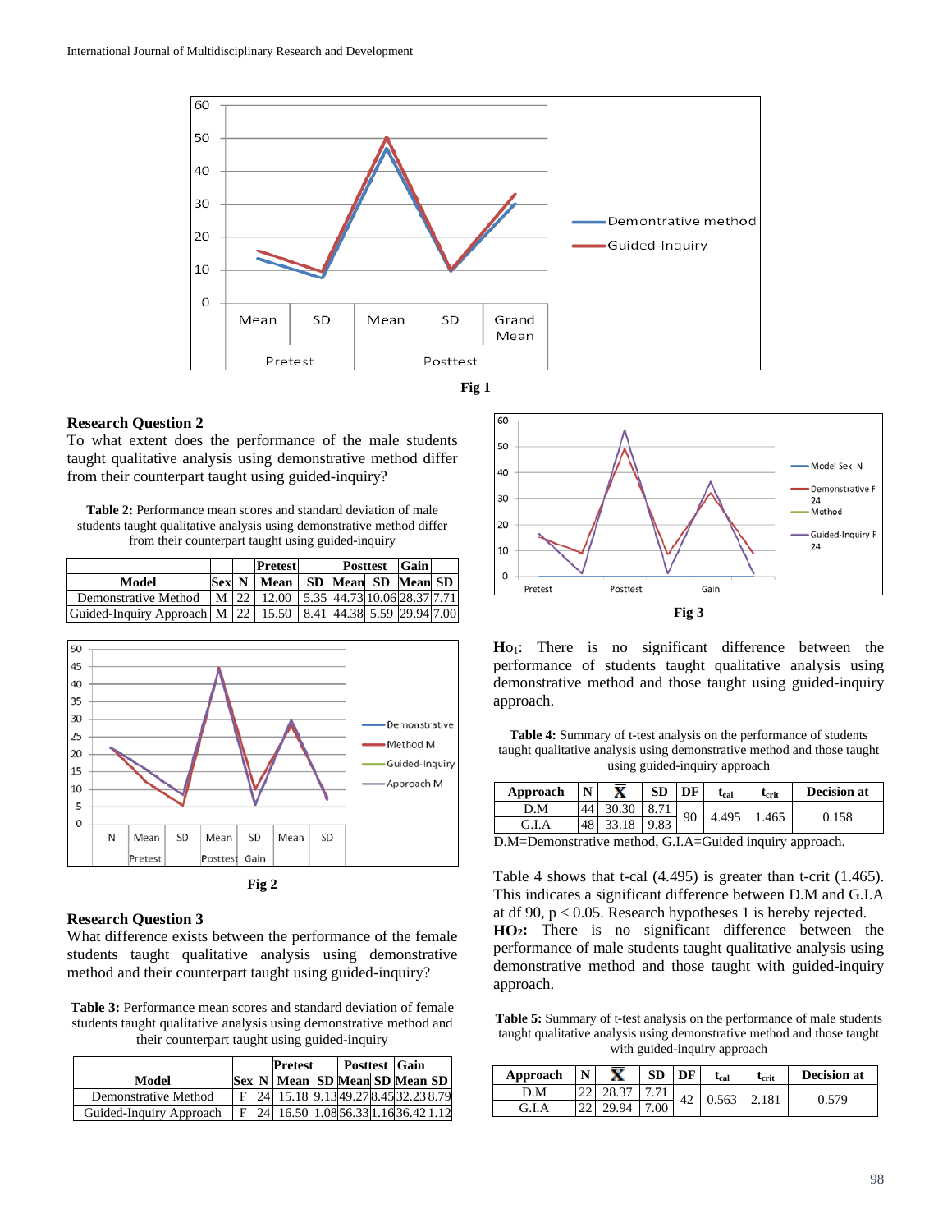Fig 1

### Research Question 2

To what extent does the performance of the male students taught qualitative analysis using demonstrative method differ from their counterpart taught using guided-inquiry?

**Table 2:** Performance mean scores and standard deviation of male students taught qualitative analysis using demonstrative method differ from their counterpart taught using guided-inquiry

| Model | Sex | N | Pretest | | Posttest | | Gain | |
|---|---|---|---|---|---|---|---|---|
| | | | Mean | SD | Mean | SD | Mean | SD |
| Demonstrative Method | M | 22 | 12.00 | 5.35 | 44.73 | 10.06 | 28.37 | 7.71 |
| Guided-Inquiry Approach | M | 22 | 15.50 | 8.41 | 44.38 | 5.59 | 29.94 | 7.00 |

Fig 2

### Research Question 3

What difference exists between the performance of the female students taught qualitative analysis using demonstrative method and their counterpart taught using guided-inquiry?

**Table 3:** Performance mean scores and standard deviation of female students taught qualitative analysis using demonstrative method and their counterpart taught using guided-inquiry

| Model | Sex | N | Pretest | | Posttest | | Gain | |
|---|---|---|---|---|---|---|---|---|
| | | | Mean | SD | Mean | SD | Mean | SD |
| Demonstrative Method | F | 24 | 15.18 | 9.13 | 49.27 | 8.45 | 32.23 | 8.79 |
| Guided-Inquiry Approach | F | 24 | 16.50 | 1.08 | 56.33 | 1.16 | 36.42 | 1.12 |

Fig 3

**Ho$_1$:** There is no significant difference between the performance of students taught qualitative analysis using demonstrative method and those taught using guided-inquiry approach.

**Table 4:** Summary of t-test analysis on the performance of students taught qualitative analysis using demonstrative method and those taught using guided-inquiry approach

| Approach | N | $\bar{X}$ | SD | DF | $t_{cal}$ | $t_{crit}$ | Decision at |
|---|---|---|---|---|---|---|---|
| D.M | 44 | 30.30 | 8.71 | 90 | 4.495 | 1.465 | 0.158 |
| G.I.A | 48 | 33.18 | 9.83 | | | | |

D.M=Demonstrative method, G.I.A=Guided inquiry approach.

Table 4 shows that t-cal (4.495) is greater than t-crit (1.465). This indicates a significant difference between D.M and G.I.A at df 90, $p < 0.05$. Research hypotheses 1 is hereby rejected.

**HO$_2$:** There is no significant difference between the performance of male students taught qualitative analysis using demonstrative method and those taught with guided-inquiry approach.

**Table 5:** Summary of t-test analysis on the performance of male students taught qualitative analysis using demonstrative method and those taught with guided-inquiry approach

| Approach | N | $\bar{X}$ | SD | DF | $t_{cal}$ | $t_{crit}$ | Decision at |
|---|---|---|---|---|---|---|---|
| D.M | 22 | 28.37 | 7.71 | 42 | 0.563 | 2.181 | 0.579 |
| G.I.A | 22 | 29.94 | 7.00 | | | | |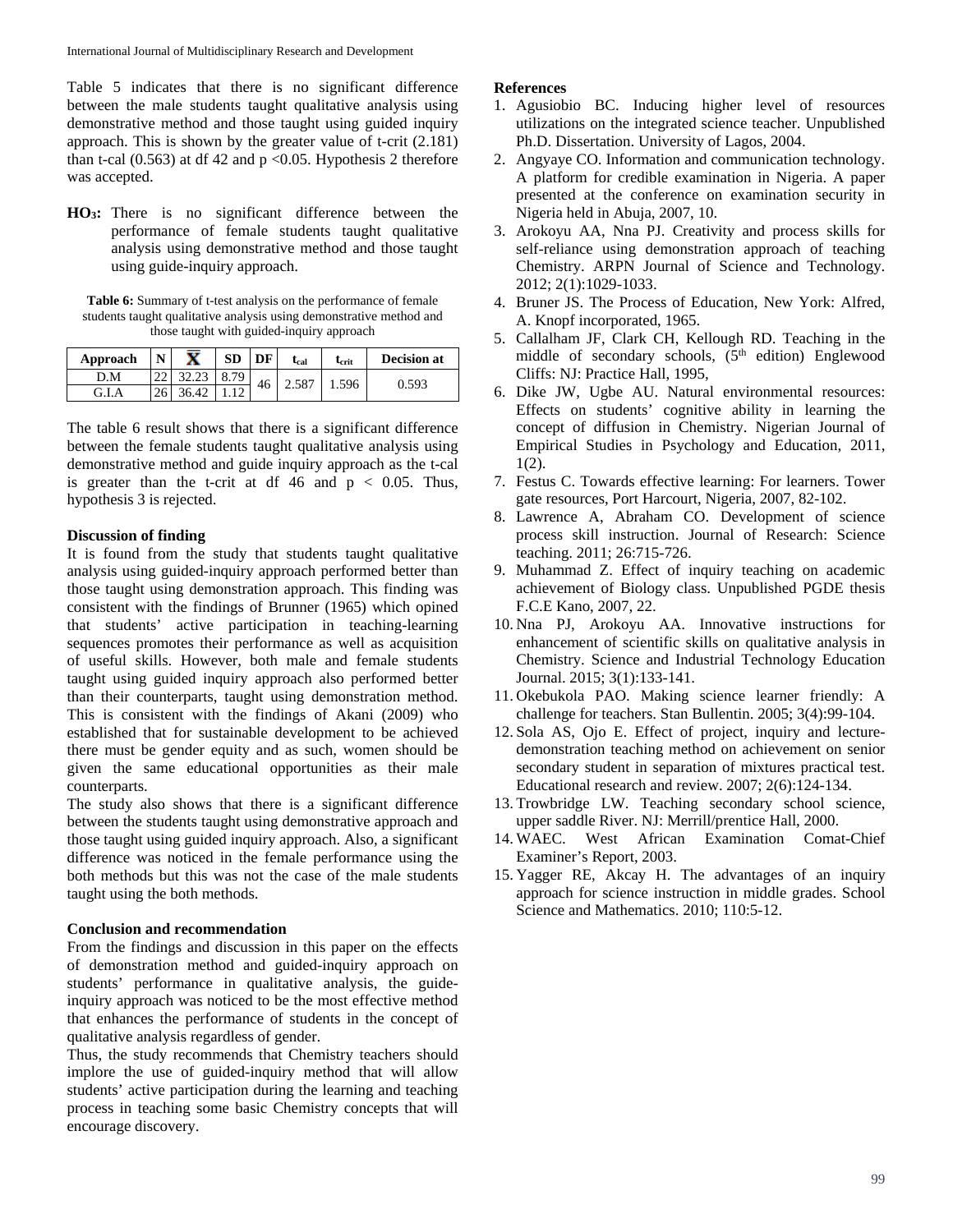Table 5 indicates that there is no significant difference between the male students taught qualitative analysis using demonstrative method and those taught using guided inquiry approach. This is shown by the greater value of t-crit (2.181) than t-cal (0.563) at df 42 and $p < 0.05$. Hypothesis 2 therefore was accepted.

**HO₃:** There is no significant difference between the performance of female students taught qualitative analysis using demonstrative method and those taught using guide-inquiry approach.

**Table 6:** Summary of t-test analysis on the performance of female students taught qualitative analysis using demonstrative method and those taught with guided-inquiry approach

| Approach | N | $\bar{X}$ | SD | DF | $t_{cal}$ | $t_{crit}$ | Decision at |
|---|---|---|---|---|---|---|---|
| D.M | 22 | 32.23 | 8.79 | 46 | 2.587 | 1.596 | 0.593 |
| G.I.A | 26 | 36.42 | 1.12 | | | | |

The table 6 result shows that there is a significant difference between the female students taught qualitative analysis using demonstrative method and guide inquiry approach as the t-cal is greater than the t-crit at df 46 and $p < 0.05$. Thus, hypothesis 3 is rejected.

### Discussion of finding

It is found from the study that students taught qualitative analysis using guided-inquiry approach performed better than those taught using demonstration approach. This finding was consistent with the findings of Brunner (1965) which opined that students' active participation in teaching-learning sequences promotes their performance as well as acquisition of useful skills. However, both male and female students taught using guided inquiry approach also performed better than their counterparts, taught using demonstration method. This is consistent with the findings of Akani (2009) who established that for sustainable development to be achieved there must be gender equity and as such, women should be given the same educational opportunities as their male counterparts.

The study also shows that there is a significant difference between the students taught using demonstrative approach and those taught using guided inquiry approach. Also, a significant difference was noticed in the female performance using the both methods but this was not the case of the male students taught using the both methods.

### Conclusion and recommendation

From the findings and discussion in this paper on the effects of demonstration method and guided-inquiry approach on students' performance in qualitative analysis, the guide-inquiry approach was noticed to be the most effective method that enhances the performance of students in the concept of qualitative analysis regardless of gender.

Thus, the study recommends that Chemistry teachers should implore the use of guided-inquiry method that will allow students' active participation during the learning and teaching process in teaching some basic Chemistry concepts that will encourage discovery.

### References

1. Agusiobio BC. Inducing higher level of resources utilizations on the integrated science teacher. Unpublished Ph.D. Dissertation. University of Lagos, 2004.
2. Angyaye CO. Information and communication technology. A platform for credible examination in Nigeria. A paper presented at the conference on examination security in Nigeria held in Abuja, 2007, 10.
3. Arokoyu AA, Nna PJ. Creativity and process skills for self-reliance using demonstration approach of teaching Chemistry. ARPN Journal of Science and Technology. 2012; 2(1):1029-1033.
4. Bruner JS. The Process of Education, New York: Alfred, A. Knopf incorporated, 1965.
5. Callalham JF, Clark CH, Kellough RD. Teaching in the middle of secondary schools, (5th edition) Englewood Cliffs: NJ: Practice Hall, 1995,
6. Dike JW, Ugbe AU. Natural environmental resources: Effects on students' cognitive ability in learning the concept of diffusion in Chemistry. Nigerian Journal of Empirical Studies in Psychology and Education, 2011, 1(2).
7. Festus C. Towards effective learning: For learners. Tower gate resources, Port Harcourt, Nigeria, 2007, 82-102.
8. Lawrence A, Abraham CO. Development of science process skill instruction. Journal of Research: Science teaching. 2011; 26:715-726.
9. Muhammad Z. Effect of inquiry teaching on academic achievement of Biology class. Unpublished PGDE thesis F.C.E Kano, 2007, 22.
10. Nna PJ, Arokoyu AA. Innovative instructions for enhancement of scientific skills on qualitative analysis in Chemistry. Science and Industrial Technology Education Journal. 2015; 3(1):133-141.
11. Okebukola PAO. Making science learner friendly: A challenge for teachers. Stan Bullentin. 2005; 3(4):99-104.
12. Sola AS, Ojo E. Effect of project, inquiry and lecture-demonstration teaching method on achievement on senior secondary student in separation of mixtures practical test. Educational research and review. 2007; 2(6):124-134.
13. Trowbridge LW. Teaching secondary school science, upper saddle River. NJ: Merrill/prentice Hall, 2000.
14. WAEC. West African Examination Comat-Chief Examiner's Report, 2003.
15. Yagger RE, Akcay H. The advantages of an inquiry approach for science instruction in middle grades. School Science and Mathematics. 2010; 110:5-12.